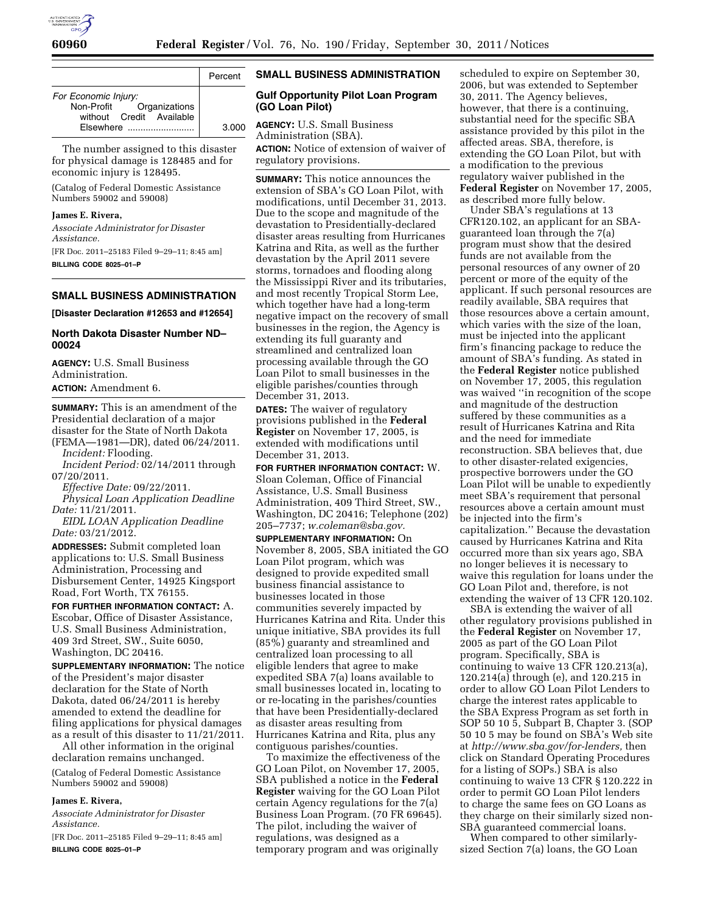| | Percent |
|---|---|
| *For Economic Injury:* | |
| Non-Profit Organizations without Credit Available Elsewhere | 3.000 |

The number assigned to this disaster for physical damage is 128485 and for economic injury is 128495.

(Catalog of Federal Domestic Assistance Numbers 59002 and 59008)

**James E. Rivera,**

*Associate Administrator for Disaster Assistance.*

[FR Doc. 2011–25183 Filed 9–29–11; 8:45 am]

**BILLING CODE 8025–01–P**

## SMALL BUSINESS ADMINISTRATION

**[Disaster Declaration #12653 and #12654]**

### North Dakota Disaster Number ND–00024

**AGENCY:** U.S. Small Business Administration.

**ACTION:** Amendment 6.

**SUMMARY:** This is an amendment of the Presidential declaration of a major disaster for the State of North Dakota (FEMA—1981—DR), dated 06/24/2011.

*Incident:* Flooding.

*Incident Period:* 02/14/2011 through 07/20/2011.

*Effective Date:* 09/22/2011.

*Physical Loan Application Deadline Date:* 11/21/2011.

*EIDL LOAN Application Deadline Date:* 03/21/2012.

**ADDRESSES:** Submit completed loan applications to: U.S. Small Business Administration, Processing and Disbursement Center, 14925 Kingsport Road, Fort Worth, TX 76155.

**FOR FURTHER INFORMATION CONTACT:** A. Escobar, Office of Disaster Assistance, U.S. Small Business Administration, 409 3rd Street, SW., Suite 6050, Washington, DC 20416.

**SUPPLEMENTARY INFORMATION:** The notice of the President's major disaster declaration for the State of North Dakota, dated 06/24/2011 is hereby amended to extend the deadline for filing applications for physical damages as a result of this disaster to 11/21/2011.

All other information in the original declaration remains unchanged.

(Catalog of Federal Domestic Assistance Numbers 59002 and 59008)

**James E. Rivera,**

*Associate Administrator for Disaster Assistance.*

[FR Doc. 2011–25185 Filed 9–29–11; 8:45 am]

**BILLING CODE 8025–01–P**

## SMALL BUSINESS ADMINISTRATION

### Gulf Opportunity Pilot Loan Program (GO Loan Pilot)

**AGENCY:** U.S. Small Business Administration (SBA).

**ACTION:** Notice of extension of waiver of regulatory provisions.

**SUMMARY:** This notice announces the extension of SBA's GO Loan Pilot, with modifications, until December 31, 2013. Due to the scope and magnitude of the devastation to Presidentially-declared disaster areas resulting from Hurricanes Katrina and Rita, as well as the further devastation by the April 2011 severe storms, tornadoes and flooding along the Mississippi River and its tributaries, and most recently Tropical Storm Lee, which together have had a long-term negative impact on the recovery of small businesses in the region, the Agency is extending its full guaranty and streamlined and centralized loan processing available through the GO Loan Pilot to small businesses in the eligible parishes/counties through December 31, 2013.

**DATES:** The waiver of regulatory provisions published in the **Federal Register** on November 17, 2005, is extended with modifications until December 31, 2013.

**FOR FURTHER INFORMATION CONTACT:** W. Sloan Coleman, Office of Financial Assistance, U.S. Small Business Administration, 409 Third Street, SW., Washington, DC 20416; Telephone (202) 205–7737; *w.coleman@sba.gov.*

**SUPPLEMENTARY INFORMATION:** On November 8, 2005, SBA initiated the GO Loan Pilot program, which was designed to provide expedited small business financial assistance to businesses located in those communities severely impacted by Hurricanes Katrina and Rita. Under this unique initiative, SBA provides its full (85%) guaranty and streamlined and centralized loan processing to all eligible lenders that agree to make expedited SBA 7(a) loans available to small businesses located in, locating to or re-locating in the parishes/counties that have been Presidentially-declared as disaster areas resulting from Hurricanes Katrina and Rita, plus any contiguous parishes/counties.

To maximize the effectiveness of the GO Loan Pilot, on November 17, 2005, SBA published a notice in the **Federal Register** waiving for the GO Loan Pilot certain Agency regulations for the 7(a) Business Loan Program. (70 FR 69645). The pilot, including the waiver of regulations, was designed as a temporary program and was originally scheduled to expire on September 30, 2006, but was extended to September 30, 2011. The Agency believes, however, that there is a continuing, substantial need for the specific SBA assistance provided by this pilot in the affected areas. SBA, therefore, is extending the GO Loan Pilot, but with a modification to the previous regulatory waiver published in the **Federal Register** on November 17, 2005, as described more fully below.

Under SBA's regulations at 13 CFR120.102, an applicant for an SBA-guaranteed loan through the 7(a) program must show that the desired funds are not available from the personal resources of any owner of 20 percent or more of the equity of the applicant. If such personal resources are readily available, SBA requires that those resources above a certain amount, which varies with the size of the loan, must be injected into the applicant firm's financing package to reduce the amount of SBA's funding. As stated in the **Federal Register** notice published on November 17, 2005, this regulation was waived "in recognition of the scope and magnitude of the destruction suffered by these communities as a result of Hurricanes Katrina and Rita and the need for immediate reconstruction. SBA believes that, due to other disaster-related exigencies, prospective borrowers under the GO Loan Pilot will be unable to expediently meet SBA's requirement that personal resources above a certain amount must be injected into the firm's capitalization." Because the devastation caused by Hurricanes Katrina and Rita occurred more than six years ago, SBA no longer believes it is necessary to waive this regulation for loans under the GO Loan Pilot and, therefore, is not extending the waiver of 13 CFR 120.102.

SBA is extending the waiver of all other regulatory provisions published in the **Federal Register** on November 17, 2005 as part of the GO Loan Pilot program. Specifically, SBA is continuing to waive 13 CFR 120.213(a), 120.214(a) through (e), and 120.215 in order to allow GO Loan Pilot Lenders to charge the interest rates applicable to the SBA Express Program as set forth in SOP 50 10 5, Subpart B, Chapter 3. (SOP 50 10 5 may be found on SBA's Web site at *http://www.sba.gov/for-lenders,* then click on Standard Operating Procedures for a listing of SOPs.) SBA is also continuing to waive 13 CFR § 120.222 in order to permit GO Loan Pilot lenders to charge the same fees on GO Loans as they charge on their similarly sized non-SBA guaranteed commercial loans.

When compared to other similarly-sized Section 7(a) loans, the GO Loan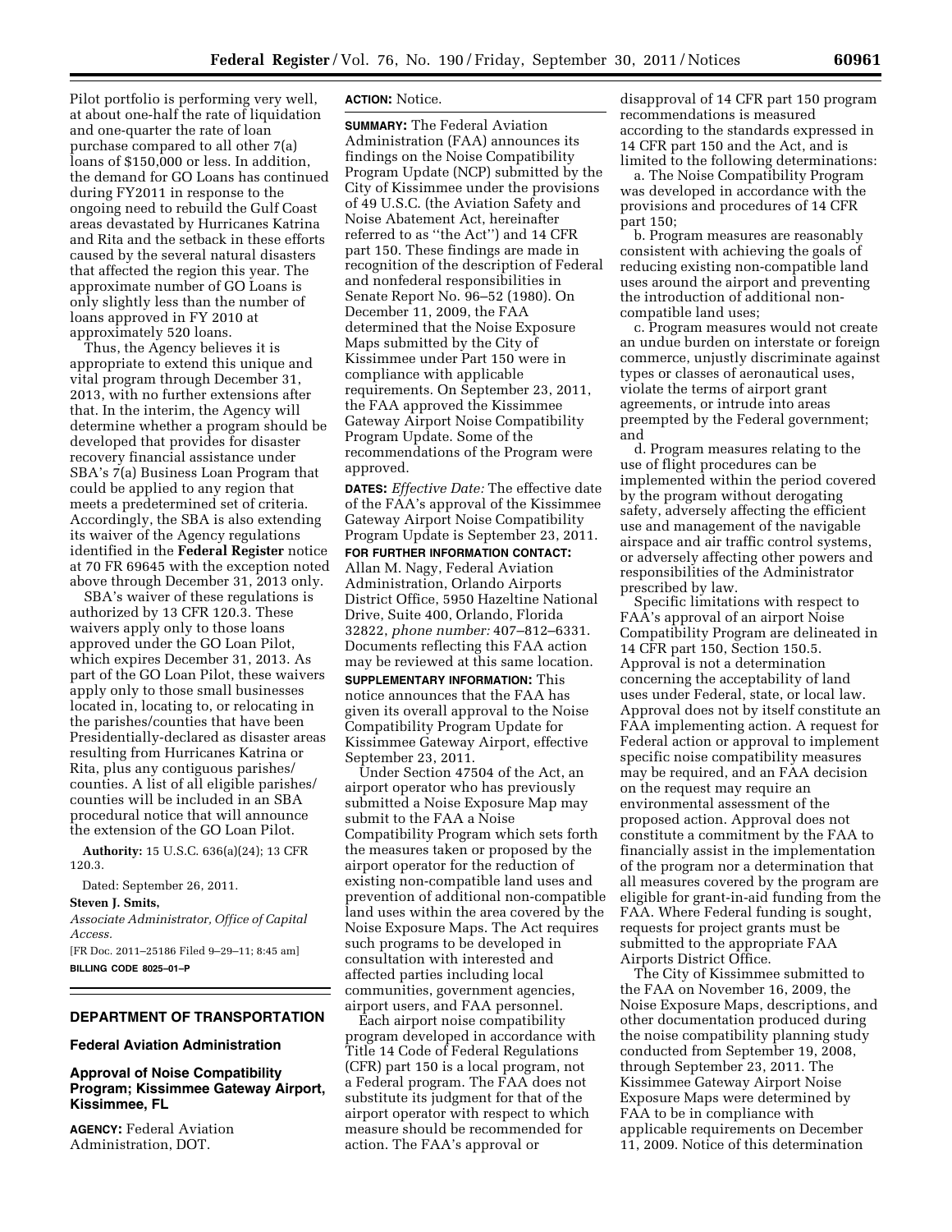Pilot portfolio is performing very well, at about one-half the rate of liquidation and one-quarter the rate of loan purchase compared to all other 7(a) loans of $150,000 or less. In addition, the demand for GO Loans has continued during FY2011 in response to the ongoing need to rebuild the Gulf Coast areas devastated by Hurricanes Katrina and Rita and the setback in these efforts caused by the several natural disasters that affected the region this year. The approximate number of GO Loans is only slightly less than the number of loans approved in FY 2010 at approximately 520 loans.

Thus, the Agency believes it is appropriate to extend this unique and vital program through December 31, 2013, with no further extensions after that. In the interim, the Agency will determine whether a program should be developed that provides for disaster recovery financial assistance under SBA's 7(a) Business Loan Program that could be applied to any region that meets a predetermined set of criteria. Accordingly, the SBA is also extending its waiver of the Agency regulations identified in the **Federal Register** notice at 70 FR 69645 with the exception noted above through December 31, 2013 only.

SBA's waiver of these regulations is authorized by 13 CFR 120.3. These waivers apply only to those loans approved under the GO Loan Pilot, which expires December 31, 2013. As part of the GO Loan Pilot, these waivers apply only to those small businesses located in, locating to, or relocating in the parishes/counties that have been Presidentially-declared as disaster areas resulting from Hurricanes Katrina or Rita, plus any contiguous parishes/counties. A list of all eligible parishes/counties will be included in an SBA procedural notice that will announce the extension of the GO Loan Pilot.

**Authority:** 15 U.S.C. 636(a)(24); 13 CFR 120.3.

Dated: September 26, 2011.

**Steven J. Smits,**

*Associate Administrator, Office of Capital Access.*

[FR Doc. 2011–25186 Filed 9–29–11; 8:45 am]

**BILLING CODE 8025–01–P**

## DEPARTMENT OF TRANSPORTATION

### Federal Aviation Administration

### Approval of Noise Compatibility Program; Kissimmee Gateway Airport, Kissimmee, FL

**AGENCY:** Federal Aviation Administration, DOT.

**ACTION:** Notice.

**SUMMARY:** The Federal Aviation Administration (FAA) announces its findings on the Noise Compatibility Program Update (NCP) submitted by the City of Kissimmee under the provisions of 49 U.S.C. (the Aviation Safety and Noise Abatement Act, hereinafter referred to as ''the Act'') and 14 CFR part 150. These findings are made in recognition of the description of Federal and nonfederal responsibilities in Senate Report No. 96–52 (1980). On December 11, 2009, the FAA determined that the Noise Exposure Maps submitted by the City of Kissimmee under Part 150 were in compliance with applicable requirements. On September 23, 2011, the FAA approved the Kissimmee Gateway Airport Noise Compatibility Program Update. Some of the recommendations of the Program were approved.

**DATES:** *Effective Date:* The effective date of the FAA's approval of the Kissimmee Gateway Airport Noise Compatibility Program Update is September 23, 2011.

**FOR FURTHER INFORMATION CONTACT:** Allan M. Nagy, Federal Aviation Administration, Orlando Airports District Office, 5950 Hazeltine National Drive, Suite 400, Orlando, Florida 32822, *phone number:* 407–812–6331. Documents reflecting this FAA action may be reviewed at this same location.

**SUPPLEMENTARY INFORMATION:** This notice announces that the FAA has given its overall approval to the Noise Compatibility Program Update for Kissimmee Gateway Airport, effective September 23, 2011.

Under Section 47504 of the Act, an airport operator who has previously submitted a Noise Exposure Map may submit to the FAA a Noise Compatibility Program which sets forth the measures taken or proposed by the airport operator for the reduction of existing non-compatible land uses and prevention of additional non-compatible land uses within the area covered by the Noise Exposure Maps. The Act requires such programs to be developed in consultation with interested and affected parties including local communities, government agencies, airport users, and FAA personnel.

Each airport noise compatibility program developed in accordance with Title 14 Code of Federal Regulations (CFR) part 150 is a local program, not a Federal program. The FAA does not substitute its judgment for that of the airport operator with respect to which measure should be recommended for action. The FAA's approval or disapproval of 14 CFR part 150 program recommendations is measured according to the standards expressed in 14 CFR part 150 and the Act, and is limited to the following determinations:

a. The Noise Compatibility Program was developed in accordance with the provisions and procedures of 14 CFR part 150;

b. Program measures are reasonably consistent with achieving the goals of reducing existing non-compatible land uses around the airport and preventing the introduction of additional non-compatible land uses;

c. Program measures would not create an undue burden on interstate or foreign commerce, unjustly discriminate against types or classes of aeronautical uses, violate the terms of airport grant agreements, or intrude into areas preempted by the Federal government; and

d. Program measures relating to the use of flight procedures can be implemented within the period covered by the program without derogating safety, adversely affecting the efficient use and management of the navigable airspace and air traffic control systems, or adversely affecting other powers and responsibilities of the Administrator prescribed by law.

Specific limitations with respect to FAA's approval of an airport Noise Compatibility Program are delineated in 14 CFR part 150, Section 150.5. Approval is not a determination concerning the acceptability of land uses under Federal, state, or local law. Approval does not by itself constitute an FAA implementing action. A request for Federal action or approval to implement specific noise compatibility measures may be required, and an FAA decision on the request may require an environmental assessment of the proposed action. Approval does not constitute a commitment by the FAA to financially assist in the implementation of the program nor a determination that all measures covered by the program are eligible for grant-in-aid funding from the FAA. Where Federal funding is sought, requests for project grants must be submitted to the appropriate FAA Airports District Office.

The City of Kissimmee submitted to the FAA on November 16, 2009, the Noise Exposure Maps, descriptions, and other documentation produced during the noise compatibility planning study conducted from September 19, 2008, through September 23, 2011. The Kissimmee Gateway Airport Noise Exposure Maps were determined by FAA to be in compliance with applicable requirements on December 11, 2009. Notice of this determination